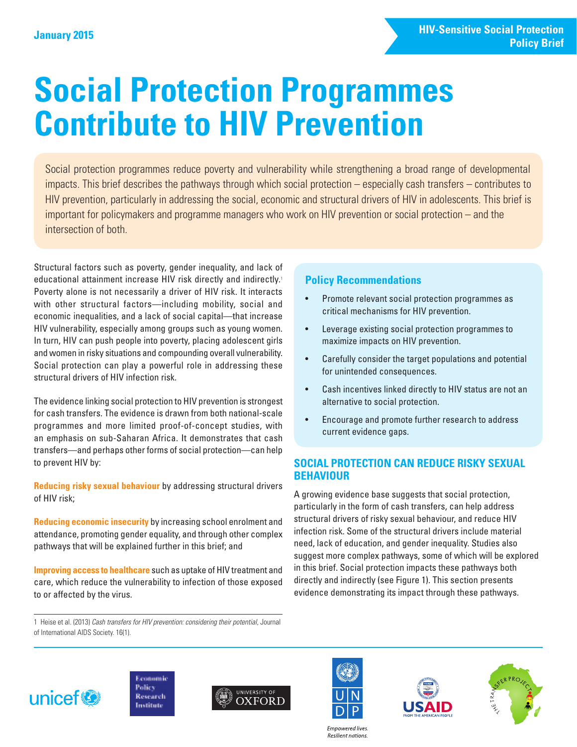January 2015

**HIV-Sensitive Social Protection Policy Brief**

# Social Protection Programmes Contribute to HIV Prevention

Social protection programmes reduce poverty and vulnerability while strengthening a broad range of developmental impacts. This brief describes the pathways through which social protection – especially cash transfers – contributes to HIV prevention, particularly in addressing the social, economic and structural drivers of HIV in adolescents. This brief is important for policymakers and programme managers who work on HIV prevention or social protection – and the intersection of both.

Structural factors such as poverty, gender inequality, and lack of educational attainment increase HIV risk directly and indirectly.[1] Poverty alone is not necessarily a driver of HIV risk. It interacts with other structural factors—including mobility, social and economic inequalities, and a lack of social capital—that increase HIV vulnerability, especially among groups such as young women. In turn, HIV can push people into poverty, placing adolescent girls and women in risky situations and compounding overall vulnerability. Social protection can play a powerful role in addressing these structural drivers of HIV infection risk.

The evidence linking social protection to HIV prevention is strongest for cash transfers. The evidence is drawn from both national-scale programmes and more limited proof-of-concept studies, with an emphasis on sub-Saharan Africa. It demonstrates that cash transfers—and perhaps other forms of social protection—can help to prevent HIV by:

**Reducing risky sexual behaviour** by addressing structural drivers of HIV risk;

**Reducing economic insecurity** by increasing school enrolment and attendance, promoting gender equality, and through other complex pathways that will be explained further in this brief; and

**Improving access to healthcare** such as uptake of HIV treatment and care, which reduce the vulnerability to infection of those exposed to or affected by the virus.

1 Heise et al. (2013) *Cash transfers for HIV prevention: considering their potential*, Journal of International AIDS Society. 16(1).

### Policy Recommendations

- Promote relevant social protection programmes as critical mechanisms for HIV prevention.
- Leverage existing social protection programmes to maximize impacts on HIV prevention.
- Carefully consider the target populations and potential for unintended consequences.
- Cash incentives linked directly to HIV status are not an alternative to social protection.
- Encourage and promote further research to address current evidence gaps.

## SOCIAL PROTECTION CAN REDUCE RISKY SEXUAL BEHAVIOUR

A growing evidence base suggests that social protection, particularly in the form of cash transfers, can help address structural drivers of risky sexual behaviour, and reduce HIV infection risk. Some of the structural drivers include material need, lack of education, and gender inequality. Studies also suggest more complex pathways, some of which will be explored in this brief. Social protection impacts these pathways both directly and indirectly (see Figure 1). This section presents evidence demonstrating its impact through these pathways.

unicef | Economic Policy Research Institute | University of Oxford | UNDP – Empowered lives. Resilient nations. | USAID from the American People | The Transfer Project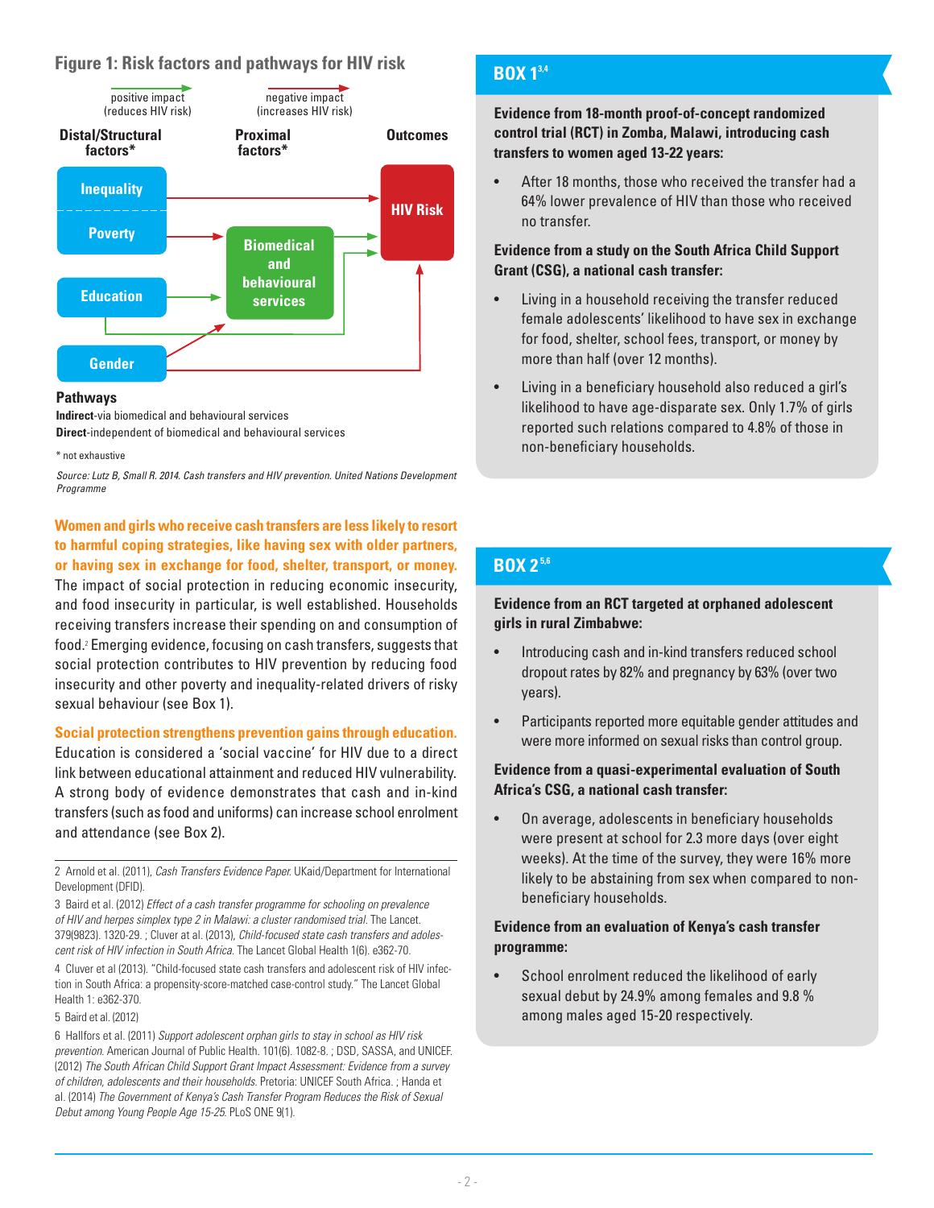## Figure 1: Risk factors and pathways for HIV risk

positive impact (reduces HIV risk)

negative impact (increases HIV risk)

| Distal/Structural factors* | Proximal factors* | Outcomes |
|---|---|---|
| Inequality | | HIV Risk |
| Poverty | Biomedical and behavioural services | |
| Education | | |
| Gender | | |

**Pathways**

**Indirect**-via biomedical and behavioural services

**Direct**-independent of biomedical and behavioural services

\* not exhaustive

*Source: Lutz B, Small R. 2014. Cash transfers and HIV prevention. United Nations Development Programme*

**Women and girls who receive cash transfers are less likely to resort to harmful coping strategies, like having sex with older partners, or having sex in exchange for food, shelter, transport, or money.** The impact of social protection in reducing economic insecurity, and food insecurity in particular, is well established. Households receiving transfers increase their spending on and consumption of food.[2] Emerging evidence, focusing on cash transfers, suggests that social protection contributes to HIV prevention by reducing food insecurity and other poverty and inequality-related drivers of risky sexual behaviour (see Box 1).

**Social protection strengthens prevention gains through education.** Education is considered a 'social vaccine' for HIV due to a direct link between educational attainment and reduced HIV vulnerability. A strong body of evidence demonstrates that cash and in-kind transfers (such as food and uniforms) can increase school enrolment and attendance (see Box 2).

## BOX 1[3,4]

**Evidence from 18-month proof-of-concept randomized control trial (RCT) in Zomba, Malawi, introducing cash transfers to women aged 13-22 years:**

- After 18 months, those who received the transfer had a 64% lower prevalence of HIV than those who received no transfer.

**Evidence from a study on the South Africa Child Support Grant (CSG), a national cash transfer:**

- Living in a household receiving the transfer reduced female adolescents' likelihood to have sex in exchange for food, shelter, school fees, transport, or money by more than half (over 12 months).
- Living in a beneficiary household also reduced a girl's likelihood to have age-disparate sex. Only 1.7% of girls reported such relations compared to 4.8% of those in non-beneficiary households.

## BOX 2[5,6]

**Evidence from an RCT targeted at orphaned adolescent girls in rural Zimbabwe:**

- Introducing cash and in-kind transfers reduced school dropout rates by 82% and pregnancy by 63% (over two years).
- Participants reported more equitable gender attitudes and were more informed on sexual risks than control group.

**Evidence from a quasi-experimental evaluation of South Africa's CSG, a national cash transfer:**

- On average, adolescents in beneficiary households were present at school for 2.3 more days (over eight weeks). At the time of the survey, they were 16% more likely to be abstaining from sex when compared to non-beneficiary households.

**Evidence from an evaluation of Kenya's cash transfer programme:**

- School enrolment reduced the likelihood of early sexual debut by 24.9% among females and 9.8 % among males aged 15-20 respectively.

---

2 Arnold et al. (2011), *Cash Transfers Evidence Paper.* UKaid/Department for International Development (DFID).

3 Baird et al. (2012) *Effect of a cash transfer programme for schooling on prevalence of HIV and herpes simplex type 2 in Malawi: a cluster randomised trial.* The Lancet. 379(9823). 1320-29. ; Cluver at al. (2013), *Child-focused state cash transfers and adolescent risk of HIV infection in South Africa.* The Lancet Global Health 1(6). e362-70.

4 Cluver et al (2013). "Child-focused state cash transfers and adolescent risk of HIV infection in South Africa: a propensity-score-matched case-control study." The Lancet Global Health 1: e362-370.

5 Baird et al. (2012)

6 Hallfors et al. (2011) *Support adolescent orphan girls to stay in school as HIV risk prevention.* American Journal of Public Health. 101(6). 1082-8. ; DSD, SASSA, and UNICEF. (2012) *The South African Child Support Grant Impact Assessment: Evidence from a survey of children, adolescents and their households.* Pretoria: UNICEF South Africa. ; Handa et al. (2014) *The Government of Kenya's Cash Transfer Program Reduces the Risk of Sexual Debut among Young People Age 15-25.* PLoS ONE 9(1).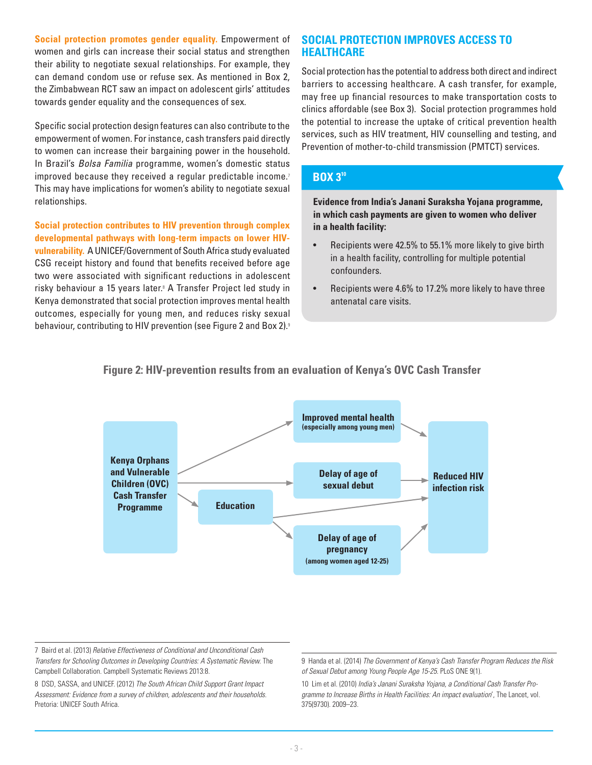**Social protection promotes gender equality.** Empowerment of women and girls can increase their social status and strengthen their ability to negotiate sexual relationships. For example, they can demand condom use or refuse sex. As mentioned in Box 2, the Zimbabwean RCT saw an impact on adolescent girls' attitudes towards gender equality and the consequences of sex.

Specific social protection design features can also contribute to the empowerment of women. For instance, cash transfers paid directly to women can increase their bargaining power in the household. In Brazil's *Bolsa Familia* programme, women's domestic status improved because they received a regular predictable income.[7] This may have implications for women's ability to negotiate sexual relationships.

**Social protection contributes to HIV prevention through complex developmental pathways with long-term impacts on lower HIV-vulnerability.** A UNICEF/Government of South Africa study evaluated CSG receipt history and found that benefits received before age two were associated with significant reductions in adolescent risky behaviour a 15 years later.[8] A Transfer Project led study in Kenya demonstrated that social protection improves mental health outcomes, especially for young men, and reduces risky sexual behaviour, contributing to HIV prevention (see Figure 2 and Box 2).[9]

## SOCIAL PROTECTION IMPROVES ACCESS TO HEALTHCARE

Social protection has the potential to address both direct and indirect barriers to accessing healthcare. A cash transfer, for example, may free up financial resources to make transportation costs to clinics affordable (see Box 3). Social protection programmes hold the potential to increase the uptake of critical prevention health services, such as HIV treatment, HIV counselling and testing, and Prevention of mother-to-child transmission (PMTCT) services.

### BOX 3[10]

**Evidence from India's Janani Suraksha Yojana programme, in which cash payments are given to women who deliver in a health facility:**

- Recipients were 42.5% to 55.1% more likely to give birth in a health facility, controlling for multiple potential confounders.
- Recipients were 4.6% to 17.2% more likely to have three antenatal care visits.

**Figure 2: HIV-prevention results from an evaluation of Kenya's OVC Cash Transfer**

Kenya Orphans and Vulnerable Children (OVC) Cash Transfer Programme → Improved mental health (especially among young men) → Reduced HIV infection risk

Kenya Orphans and Vulnerable Children (OVC) Cash Transfer Programme → Delay of age of sexual debut → Reduced HIV infection risk

Kenya Orphans and Vulnerable Children (OVC) Cash Transfer Programme → Education → Reduced HIV infection risk

Education → Delay of age of pregnancy (among women aged 12-25) → Reduced HIV infection risk

---

7 Baird et al. (2013) *Relative Effectiveness of Conditional and Unconditional Cash Transfers for Schooling Outcomes in Developing Countries: A Systematic Review.* The Campbell Collaboration. Campbell Systematic Reviews 2013:8.

8 DSD, SASSA, and UNICEF. (2012) *The South African Child Support Grant Impact Assessment: Evidence from a survey of children, adolescents and their households.* Pretoria: UNICEF South Africa.

9 Handa et al. (2014) *The Government of Kenya's Cash Transfer Program Reduces the Risk of Sexual Debut among Young People Age 15-25.* PLoS ONE 9(1).

10 Lim et al. (2010) *India's Janani Suraksha Yojana, a Conditional Cash Transfer Programme to Increase Births in Health Facilities: An impact evaluation*', The Lancet, vol. 375(9730). 2009–23.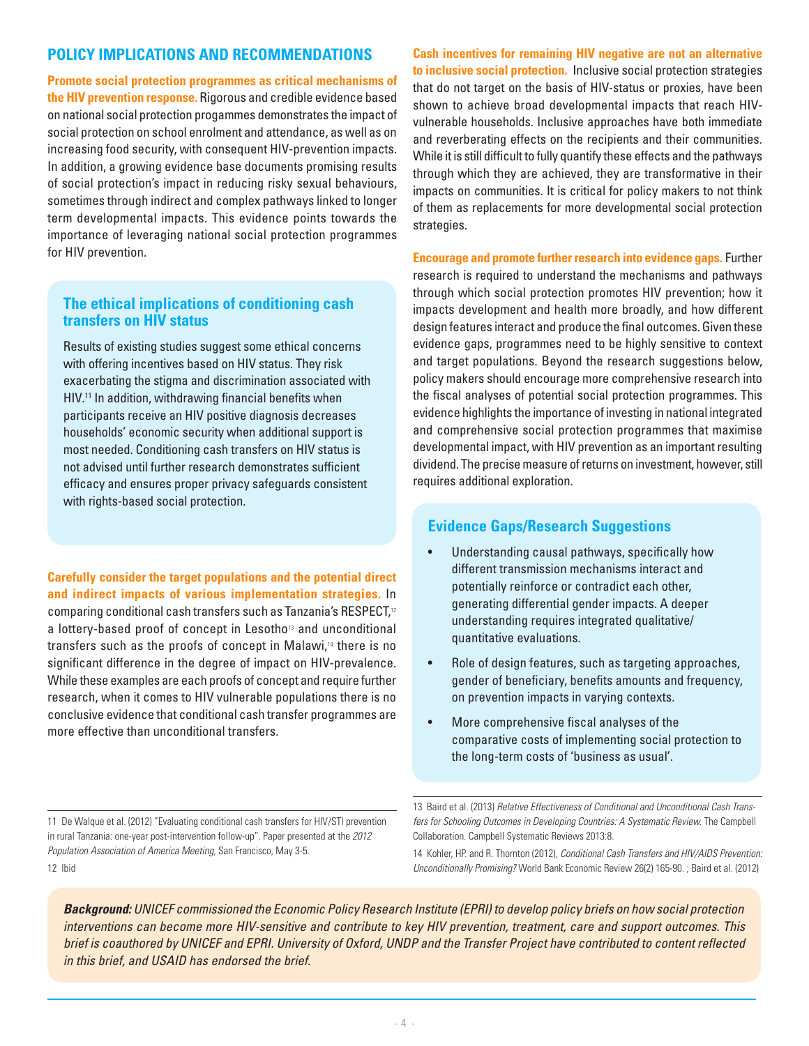## POLICY IMPLICATIONS AND RECOMMENDATIONS

**Promote social protection programmes as critical mechanisms of the HIV prevention response.** Rigorous and credible evidence based on national social protection progammes demonstrates the impact of social protection on school enrolment and attendance, as well as on increasing food security, with consequent HIV-prevention impacts. In addition, a growing evidence base documents promising results of social protection's impact in reducing risky sexual behaviours, sometimes through indirect and complex pathways linked to longer term developmental impacts. This evidence points towards the importance of leveraging national social protection programmes for HIV prevention.

### The ethical implications of conditioning cash transfers on HIV status

Results of existing studies suggest some ethical concerns with offering incentives based on HIV status. They risk exacerbating the stigma and discrimination associated with HIV.[11] In addition, withdrawing financial benefits when participants receive an HIV positive diagnosis decreases households' economic security when additional support is most needed. Conditioning cash transfers on HIV status is not advised until further research demonstrates sufficient efficacy and ensures proper privacy safeguards consistent with rights-based social protection.

**Carefully consider the target populations and the potential direct and indirect impacts of various implementation strategies.** In comparing conditional cash transfers such as Tanzania's RESPECT,[12] a lottery-based proof of concept in Lesotho[13] and unconditional transfers such as the proofs of concept in Malawi,[14] there is no significant difference in the degree of impact on HIV-prevalence. While these examples are each proofs of concept and require further research, when it comes to HIV vulnerable populations there is no conclusive evidence that conditional cash transfer programmes are more effective than unconditional transfers.

**Cash incentives for remaining HIV negative are not an alternative to inclusive social protection.** Inclusive social protection strategies that do not target on the basis of HIV-status or proxies, have been shown to achieve broad developmental impacts that reach HIV-vulnerable households. Inclusive approaches have both immediate and reverberating effects on the recipients and their communities. While it is still difficult to fully quantify these effects and the pathways through which they are achieved, they are transformative in their impacts on communities. It is critical for policy makers to not think of them as replacements for more developmental social protection strategies.

**Encourage and promote further research into evidence gaps.** Further research is required to understand the mechanisms and pathways through which social protection promotes HIV prevention; how it impacts development and health more broadly, and how different design features interact and produce the final outcomes. Given these evidence gaps, programmes need to be highly sensitive to context and target populations. Beyond the research suggestions below, policy makers should encourage more comprehensive research into the fiscal analyses of potential social protection programmes. This evidence highlights the importance of investing in national integrated and comprehensive social protection programmes that maximise developmental impact, with HIV prevention as an important resulting dividend. The precise measure of returns on investment, however, still requires additional exploration.

### Evidence Gaps/Research Suggestions

- Understanding causal pathways, specifically how different transmission mechanisms interact and potentially reinforce or contradict each other, generating differential gender impacts. A deeper understanding requires integrated qualitative/quantitative evaluations.
- Role of design features, such as targeting approaches, gender of beneficiary, benefits amounts and frequency, on prevention impacts in varying contexts.
- More comprehensive fiscal analyses of the comparative costs of implementing social protection to the long-term costs of 'business as usual'.

11 De Walque et al. (2012) "Evaluating conditional cash transfers for HIV/STI prevention in rural Tanzania: one-year post-intervention follow-up". Paper presented at the *2012 Population Association of America Meeting*, San Francisco, May 3-5.

12 Ibid

13 Baird et al. (2013) *Relative Effectiveness of Conditional and Unconditional Cash Transfers for Schooling Outcomes in Developing Countries: A Systematic Review.* The Campbell Collaboration. Campbell Systematic Reviews 2013:8.

14 Kohler, HP. and R. Thornton (2012), *Conditional Cash Transfers and HIV/AIDS Prevention: Unconditionally Promising?* World Bank Economic Review 26(2) 165-90. ; Baird et al. (2012)

***Background:** UNICEF commissioned the Economic Policy Research Institute (EPRI) to develop policy briefs on how social protection interventions can become more HIV-sensitive and contribute to key HIV prevention, treatment, care and support outcomes. This brief is coauthored by UNICEF and EPRI. University of Oxford, UNDP and the Transfer Project have contributed to content reflected in this brief, and USAID has endorsed the brief.*